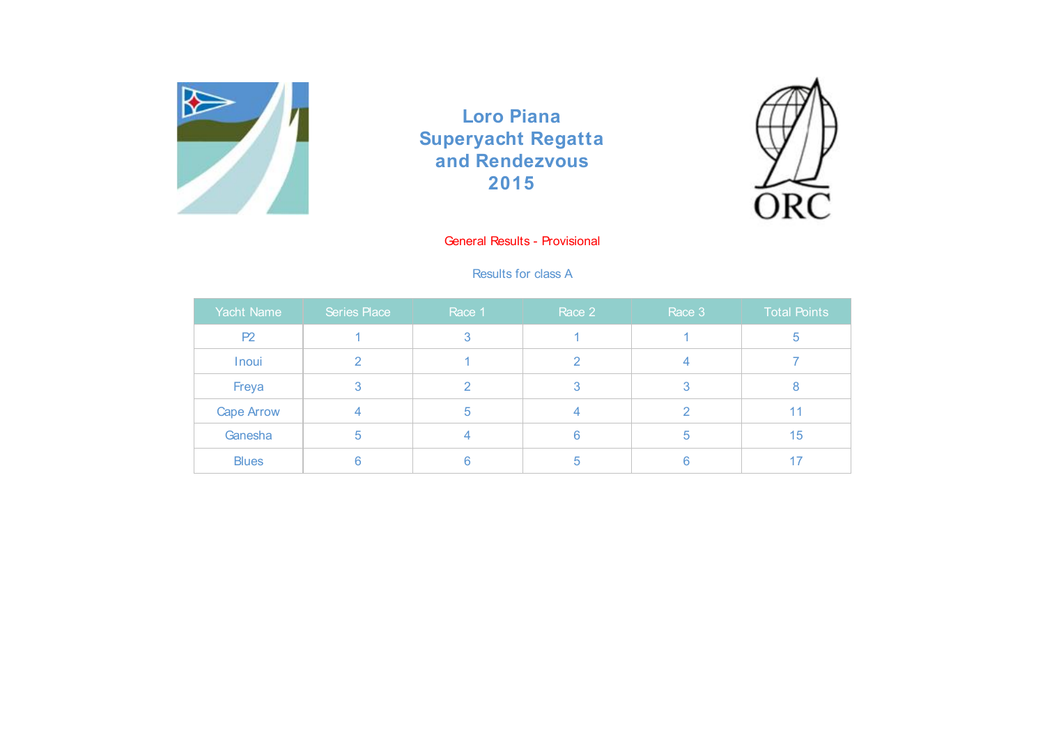# Loro Piana Superyacht Regatta and Rendezvous 2015

General Results - Provisional

Results for class A

| Yacht Name | Series Place | Race 1 | Race 2 | Race 3 | Total Points |
|---|---|---|---|---|---|
| P2 | 1 | 3 | 1 | 1 | 5 |
| Inoui | 2 | 1 | 2 | 4 | 7 |
| Freya | 3 | 2 | 3 | 3 | 8 |
| Cape Arrow | 4 | 5 | 4 | 2 | 11 |
| Ganesha | 5 | 4 | 6 | 5 | 15 |
| Blues | 6 | 6 | 5 | 6 | 17 |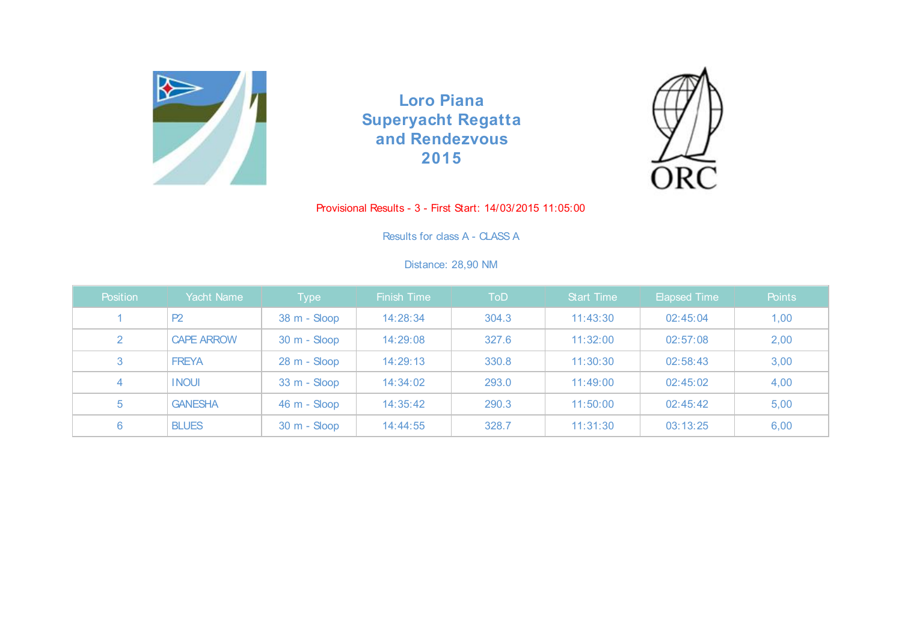# Loro Piana Superyacht Regatta and Rendezvous 2015

Provisional Results - 3 - First Start: 14/03/2015 11:05:00

Results for class A - CLASS A

Distance: 28,90 NM

| Position | Yacht Name | Type | Finish Time | ToD | Start Time | Elapsed Time | Points |
|---|---|---|---|---|---|---|---|
| 1 | P2 | 38 m - Sloop | 14:28:34 | 304.3 | 11:43:30 | 02:45:04 | 1,00 |
| 2 | CAPE ARROW | 30 m - Sloop | 14:29:08 | 327.6 | 11:32:00 | 02:57:08 | 2,00 |
| 3 | FREYA | 28 m - Sloop | 14:29:13 | 330.8 | 11:30:30 | 02:58:43 | 3,00 |
| 4 | INOUI | 33 m - Sloop | 14:34:02 | 293.0 | 11:49:00 | 02:45:02 | 4,00 |
| 5 | GANESHA | 46 m - Sloop | 14:35:42 | 290.3 | 11:50:00 | 02:45:42 | 5,00 |
| 6 | BLUES | 30 m - Sloop | 14:44:55 | 328.7 | 11:31:30 | 03:13:25 | 6,00 |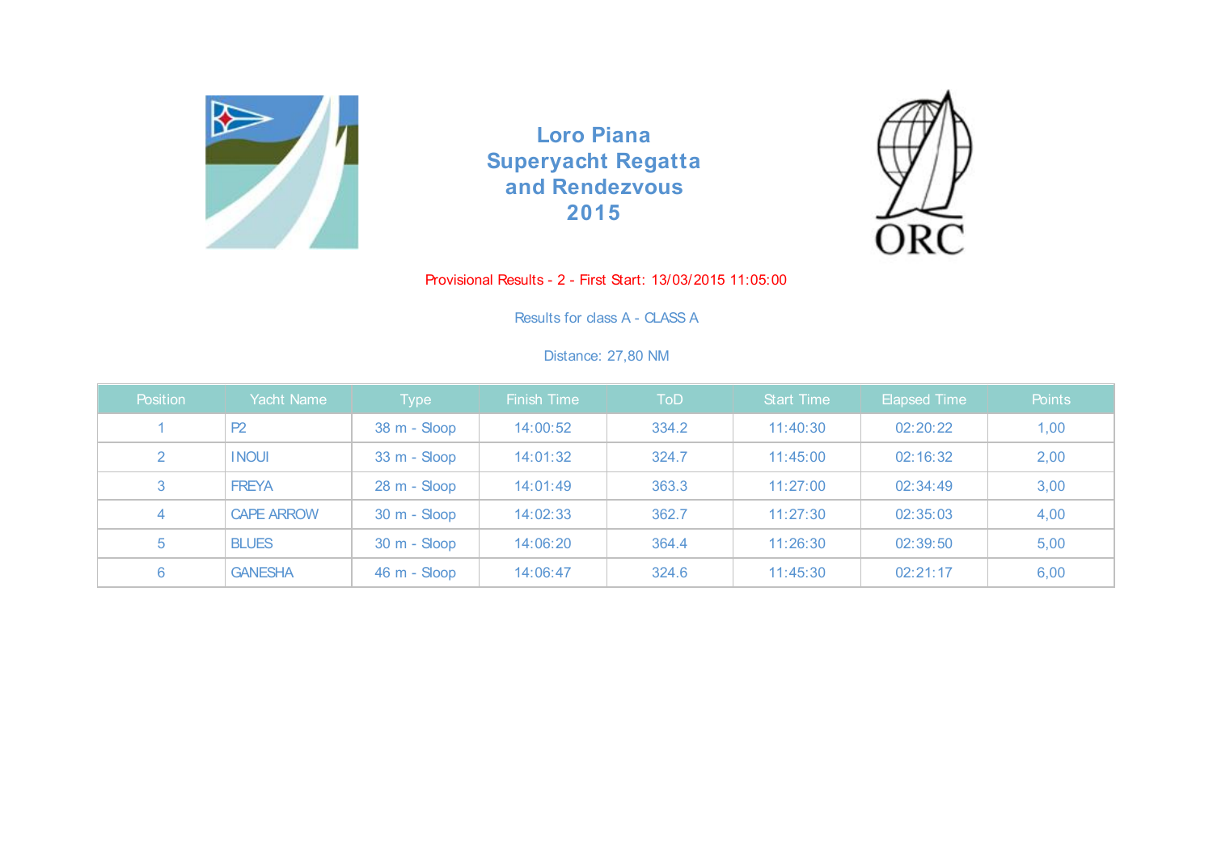# Loro Piana Superyacht Regatta and Rendezvous 2015

Provisional Results - 2 - First Start: 13/03/2015 11:05:00

Results for class A - CLASS A

Distance: 27,80 NM

| Position | Yacht Name | Type | Finish Time | ToD | Start Time | Elapsed Time | Points |
|---|---|---|---|---|---|---|---|
| 1 | P2 | 38 m - Sloop | 14:00:52 | 334.2 | 11:40:30 | 02:20:22 | 1,00 |
| 2 | INOUI | 33 m - Sloop | 14:01:32 | 324.7 | 11:45:00 | 02:16:32 | 2,00 |
| 3 | FREYA | 28 m - Sloop | 14:01:49 | 363.3 | 11:27:00 | 02:34:49 | 3,00 |
| 4 | CAPE ARROW | 30 m - Sloop | 14:02:33 | 362.7 | 11:27:30 | 02:35:03 | 4,00 |
| 5 | BLUES | 30 m - Sloop | 14:06:20 | 364.4 | 11:26:30 | 02:39:50 | 5,00 |
| 6 | GANESHA | 46 m - Sloop | 14:06:47 | 324.6 | 11:45:30 | 02:21:17 | 6,00 |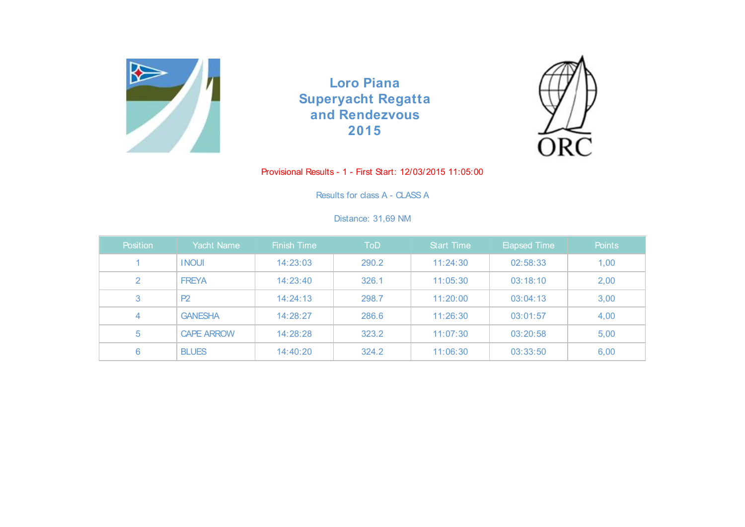# Loro Piana Superyacht Regatta and Rendezvous 2015

Provisional Results - 1 - First Start: 12/03/2015 11:05:00

Results for class A - CLASS A

Distance: 31,69 NM

| Position | Yacht Name | Finish Time | ToD | Start Time | Elapsed Time | Points |
|---|---|---|---|---|---|---|
| 1 | INOUI | 14:23:03 | 290.2 | 11:24:30 | 02:58:33 | 1,00 |
| 2 | FREYA | 14:23:40 | 326.1 | 11:05:30 | 03:18:10 | 2,00 |
| 3 | P2 | 14:24:13 | 298.7 | 11:20:00 | 03:04:13 | 3,00 |
| 4 | GANESHA | 14:28:27 | 286.6 | 11:26:30 | 03:01:57 | 4,00 |
| 5 | CAPE ARROW | 14:28:28 | 323.2 | 11:07:30 | 03:20:58 | 5,00 |
| 6 | BLUES | 14:40:20 | 324.2 | 11:06:30 | 03:33:50 | 6,00 |